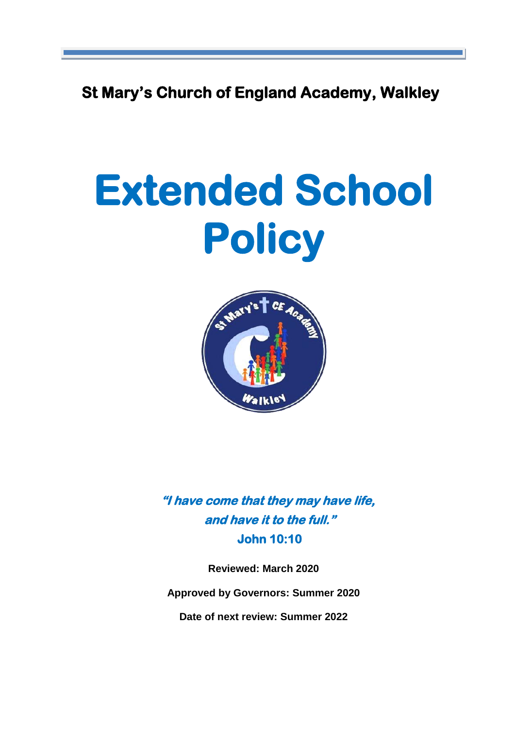**St Mary's Church of England Academy, Walkley**

# Extended School Policy

***"I have come that they may have life, and have it to the full."***

**John 10:10**

**Reviewed: March 2020**

**Approved by Governors: Summer 2020**

**Date of next review: Summer 2022**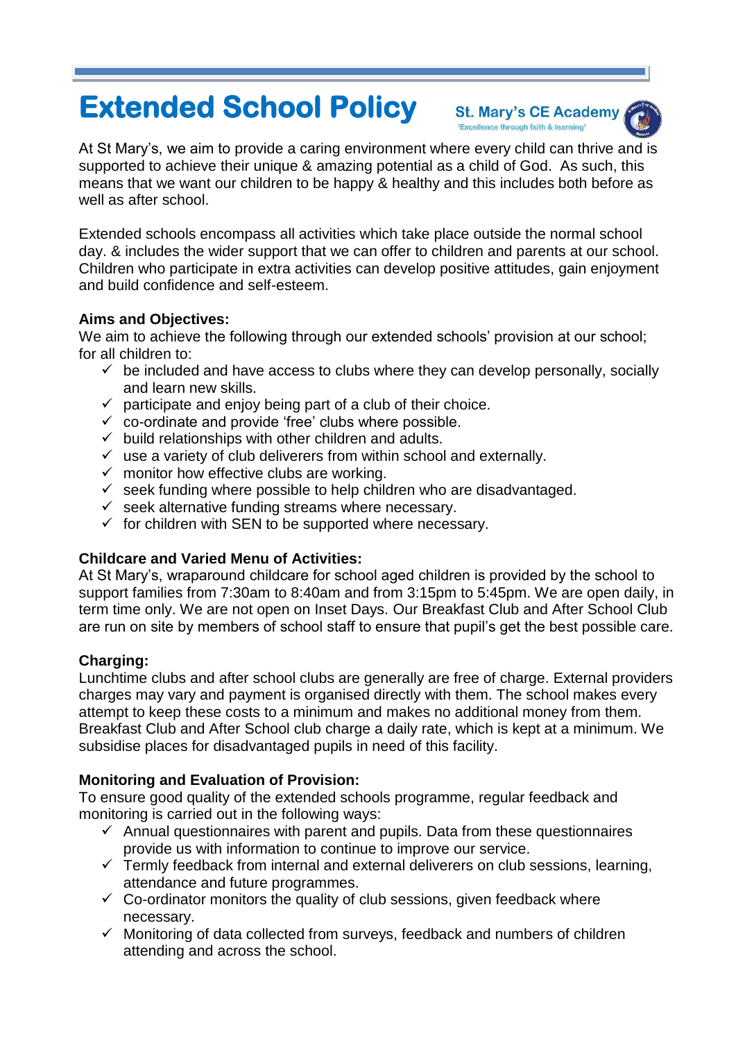# Extended School Policy

St. Mary's CE Academy
'Excellence through faith & learning'

At St Mary's, we aim to provide a caring environment where every child can thrive and is supported to achieve their unique & amazing potential as a child of God. As such, this means that we want our children to be happy & healthy and this includes both before as well as after school.

Extended schools encompass all activities which take place outside the normal school day. & includes the wider support that we can offer to children and parents at our school. Children who participate in extra activities can develop positive attitudes, gain enjoyment and build confidence and self-esteem.

**Aims and Objectives:**
We aim to achieve the following through our extended schools' provision at our school; for all children to:

- ✓ be included and have access to clubs where they can develop personally, socially and learn new skills.
- ✓ participate and enjoy being part of a club of their choice.
- ✓ co-ordinate and provide 'free' clubs where possible.
- ✓ build relationships with other children and adults.
- ✓ use a variety of club deliverers from within school and externally.
- ✓ monitor how effective clubs are working.
- ✓ seek funding where possible to help children who are disadvantaged.
- ✓ seek alternative funding streams where necessary.
- ✓ for children with SEN to be supported where necessary.

**Childcare and Varied Menu of Activities:**
At St Mary's, wraparound childcare for school aged children is provided by the school to support families from 7:30am to 8:40am and from 3:15pm to 5:45pm. We are open daily, in term time only. We are not open on Inset Days. Our Breakfast Club and After School Club are run on site by members of school staff to ensure that pupil's get the best possible care.

**Charging:**
Lunchtime clubs and after school clubs are generally are free of charge. External providers charges may vary and payment is organised directly with them. The school makes every attempt to keep these costs to a minimum and makes no additional money from them. Breakfast Club and After School club charge a daily rate, which is kept at a minimum. We subsidise places for disadvantaged pupils in need of this facility.

**Monitoring and Evaluation of Provision:**
To ensure good quality of the extended schools programme, regular feedback and monitoring is carried out in the following ways:

- ✓ Annual questionnaires with parent and pupils. Data from these questionnaires provide us with information to continue to improve our service.
- ✓ Termly feedback from internal and external deliverers on club sessions, learning, attendance and future programmes.
- ✓ Co-ordinator monitors the quality of club sessions, given feedback where necessary.
- ✓ Monitoring of data collected from surveys, feedback and numbers of children attending and across the school.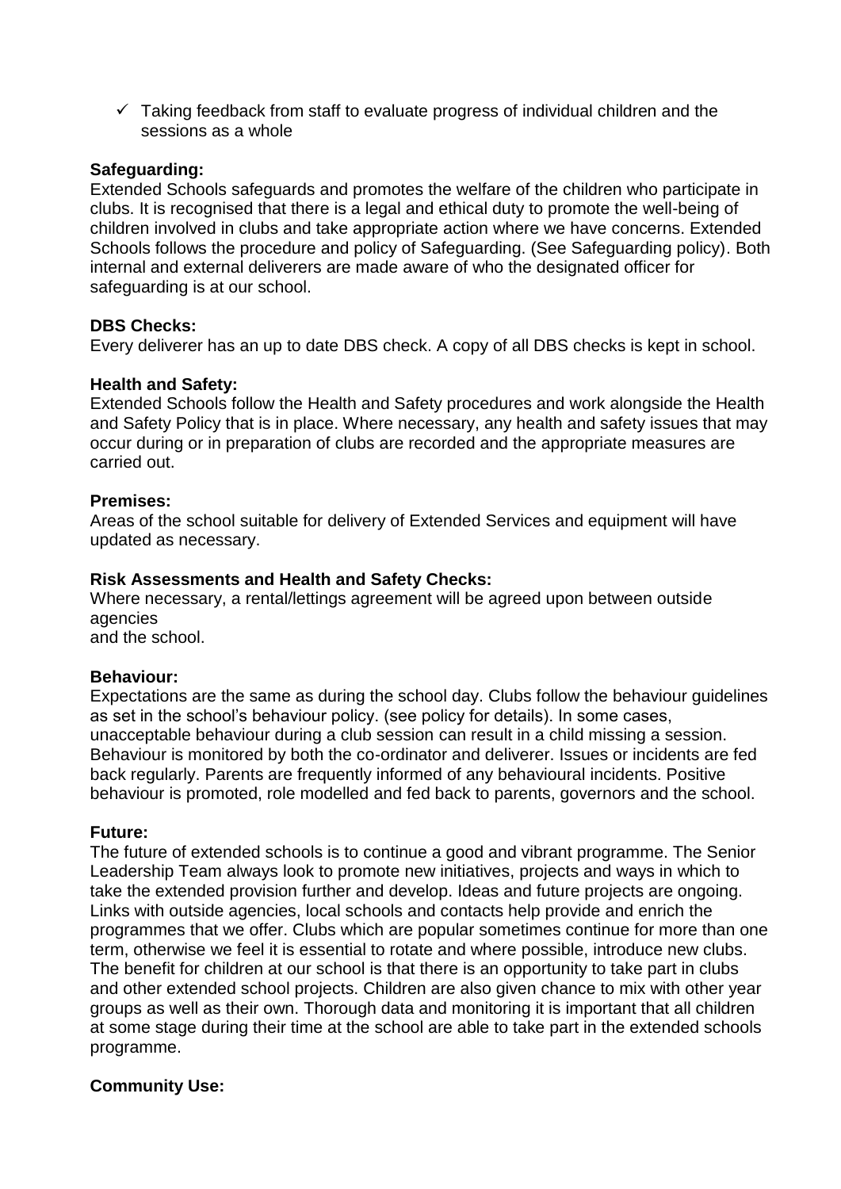- ✓ Taking feedback from staff to evaluate progress of individual children and the sessions as a whole

**Safeguarding:**

Extended Schools safeguards and promotes the welfare of the children who participate in clubs. It is recognised that there is a legal and ethical duty to promote the well-being of children involved in clubs and take appropriate action where we have concerns. Extended Schools follows the procedure and policy of Safeguarding. (See Safeguarding policy). Both internal and external deliverers are made aware of who the designated officer for safeguarding is at our school.

**DBS Checks:**

Every deliverer has an up to date DBS check. A copy of all DBS checks is kept in school.

**Health and Safety:**

Extended Schools follow the Health and Safety procedures and work alongside the Health and Safety Policy that is in place. Where necessary, any health and safety issues that may occur during or in preparation of clubs are recorded and the appropriate measures are carried out.

**Premises:**

Areas of the school suitable for delivery of Extended Services and equipment will have updated as necessary.

**Risk Assessments and Health and Safety Checks:**

Where necessary, a rental/lettings agreement will be agreed upon between outside agencies
and the school.

**Behaviour:**

Expectations are the same as during the school day. Clubs follow the behaviour guidelines as set in the school's behaviour policy. (see policy for details). In some cases, unacceptable behaviour during a club session can result in a child missing a session. Behaviour is monitored by both the co-ordinator and deliverer. Issues or incidents are fed back regularly. Parents are frequently informed of any behavioural incidents. Positive behaviour is promoted, role modelled and fed back to parents, governors and the school.

**Future:**

The future of extended schools is to continue a good and vibrant programme. The Senior Leadership Team always look to promote new initiatives, projects and ways in which to take the extended provision further and develop. Ideas and future projects are ongoing. Links with outside agencies, local schools and contacts help provide and enrich the programmes that we offer. Clubs which are popular sometimes continue for more than one term, otherwise we feel it is essential to rotate and where possible, introduce new clubs. The benefit for children at our school is that there is an opportunity to take part in clubs and other extended school projects. Children are also given chance to mix with other year groups as well as their own. Thorough data and monitoring it is important that all children at some stage during their time at the school are able to take part in the extended schools programme.

**Community Use:**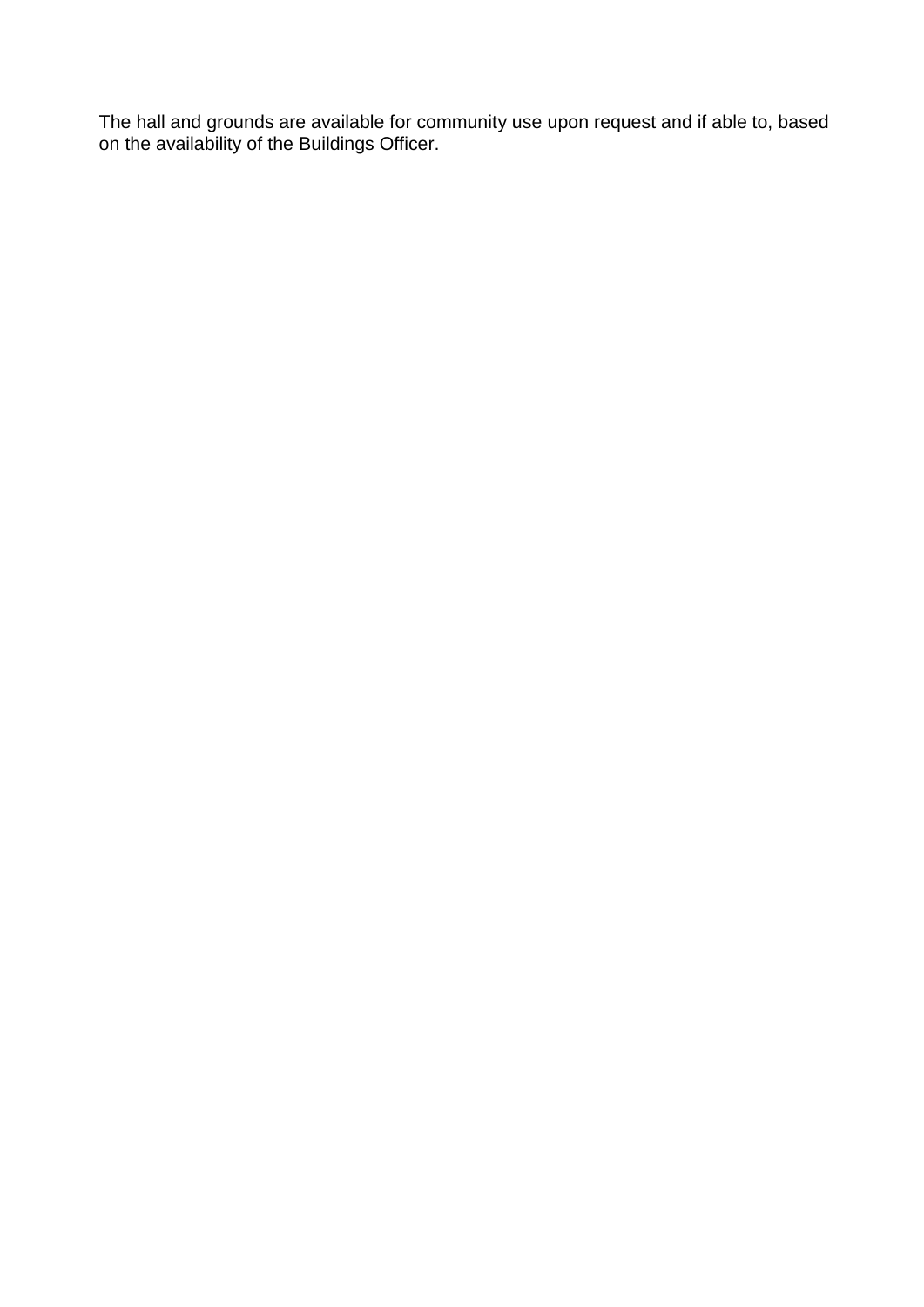The hall and grounds are available for community use upon request and if able to, based on the availability of the Buildings Officer.